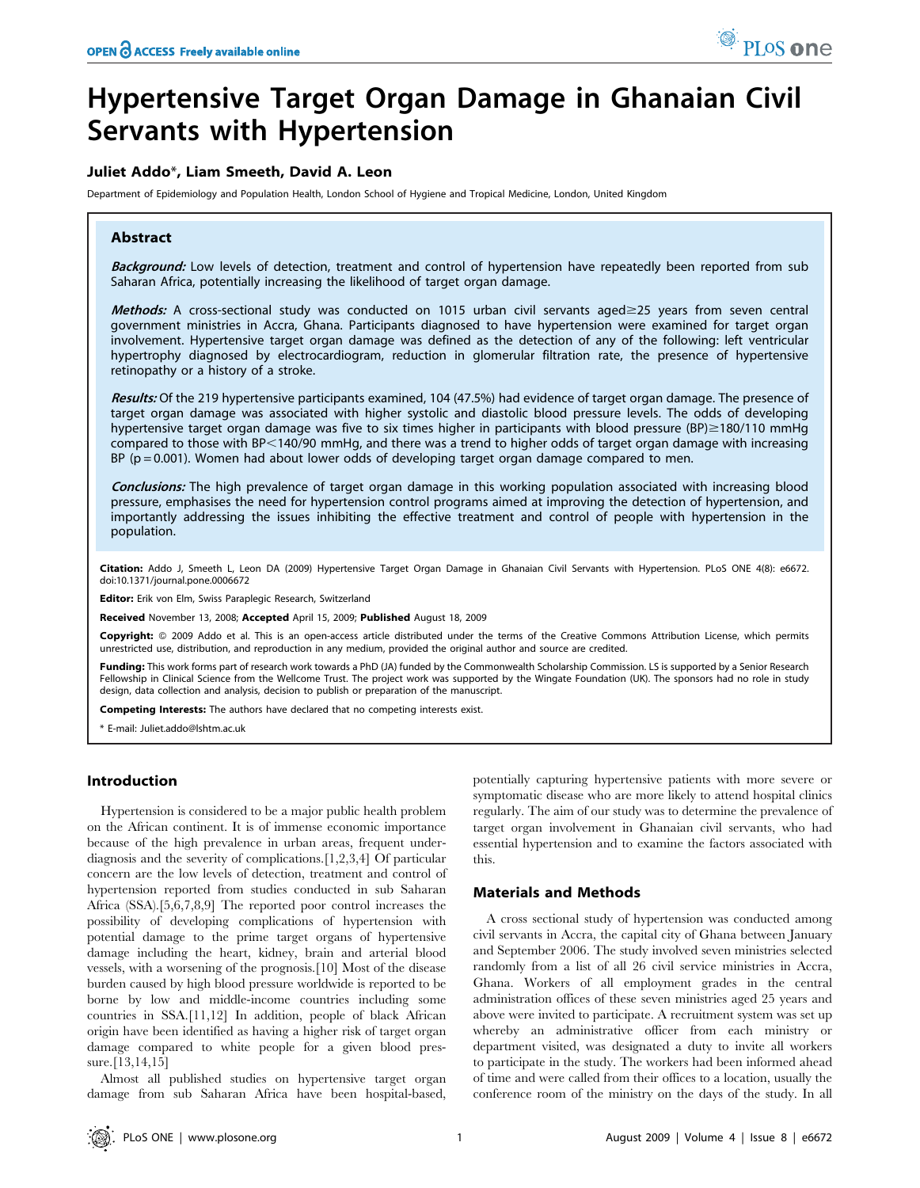# Hypertensive Target Organ Damage in Ghanaian Civil Servants with Hypertension

**Juliet Addo\*, Liam Smeeth, David A. Leon**

Department of Epidemiology and Population Health, London School of Hygiene and Tropical Medicine, London, United Kingdom

## Abstract

***Background:*** Low levels of detection, treatment and control of hypertension have repeatedly been reported from sub Saharan Africa, potentially increasing the likelihood of target organ damage.

***Methods:*** A cross-sectional study was conducted on 1015 urban civil servants aged≥25 years from seven central government ministries in Accra, Ghana. Participants diagnosed to have hypertension were examined for target organ involvement. Hypertensive target organ damage was defined as the detection of any of the following: left ventricular hypertrophy diagnosed by electrocardiogram, reduction in glomerular filtration rate, the presence of hypertensive retinopathy or a history of a stroke.

***Results:*** Of the 219 hypertensive participants examined, 104 (47.5%) had evidence of target organ damage. The presence of target organ damage was associated with higher systolic and diastolic blood pressure levels. The odds of developing hypertensive target organ damage was five to six times higher in participants with blood pressure (BP)≥180/110 mmHg compared to those with BP<140/90 mmHg, and there was a trend to higher odds of target organ damage with increasing BP (p = 0.001). Women had about lower odds of developing target organ damage compared to men.

***Conclusions:*** The high prevalence of target organ damage in this working population associated with increasing blood pressure, emphasises the need for hypertension control programs aimed at improving the detection of hypertension, and importantly addressing the issues inhibiting the effective treatment and control of people with hypertension in the population.

**Citation:** Addo J, Smeeth L, Leon DA (2009) Hypertensive Target Organ Damage in Ghanaian Civil Servants with Hypertension. PLoS ONE 4(8): e6672. doi:10.1371/journal.pone.0006672

**Editor:** Erik von Elm, Swiss Paraplegic Research, Switzerland

**Received** November 13, 2008; **Accepted** April 15, 2009; **Published** August 18, 2009

**Copyright:** © 2009 Addo et al. This is an open-access article distributed under the terms of the Creative Commons Attribution License, which permits unrestricted use, distribution, and reproduction in any medium, provided the original author and source are credited.

**Funding:** This work forms part of research work towards a PhD (JA) funded by the Commonwealth Scholarship Commission. LS is supported by a Senior Research Fellowship in Clinical Science from the Wellcome Trust. The project work was supported by the Wingate Foundation (UK). The sponsors had no role in study design, data collection and analysis, decision to publish or preparation of the manuscript.

**Competing Interests:** The authors have declared that no competing interests exist.

\* E-mail: Juliet.addo@lshtm.ac.uk

## Introduction

Hypertension is considered to be a major public health problem on the African continent. It is of immense economic importance because of the high prevalence in urban areas, frequent under-diagnosis and the severity of complications.[1,2,3,4] Of particular concern are the low levels of detection, treatment and control of hypertension reported from studies conducted in sub Saharan Africa (SSA).[5,6,7,8,9] The reported poor control increases the possibility of developing complications of hypertension with potential damage to the prime target organs of hypertensive damage including the heart, kidney, brain and arterial blood vessels, with a worsening of the prognosis.[10] Most of the disease burden caused by high blood pressure worldwide is reported to be borne by low and middle-income countries including some countries in SSA.[11,12] In addition, people of black African origin have been identified as having a higher risk of target organ damage compared to white people for a given blood pressure.[13,14,15]

Almost all published studies on hypertensive target organ damage from sub Saharan Africa have been hospital-based, potentially capturing hypertensive patients with more severe or symptomatic disease who are more likely to attend hospital clinics regularly. The aim of our study was to determine the prevalence of target organ involvement in Ghanaian civil servants, who had essential hypertension and to examine the factors associated with this.

## Materials and Methods

A cross sectional study of hypertension was conducted among civil servants in Accra, the capital city of Ghana between January and September 2006. The study involved seven ministries selected randomly from a list of all 26 civil service ministries in Accra, Ghana. Workers of all employment grades in the central administration offices of these seven ministries aged 25 years and above were invited to participate. A recruitment system was set up whereby an administrative officer from each ministry or department visited, was designated a duty to invite all workers to participate in the study. The workers had been informed ahead of time and were called from their offices to a location, usually the conference room of the ministry on the days of the study. In all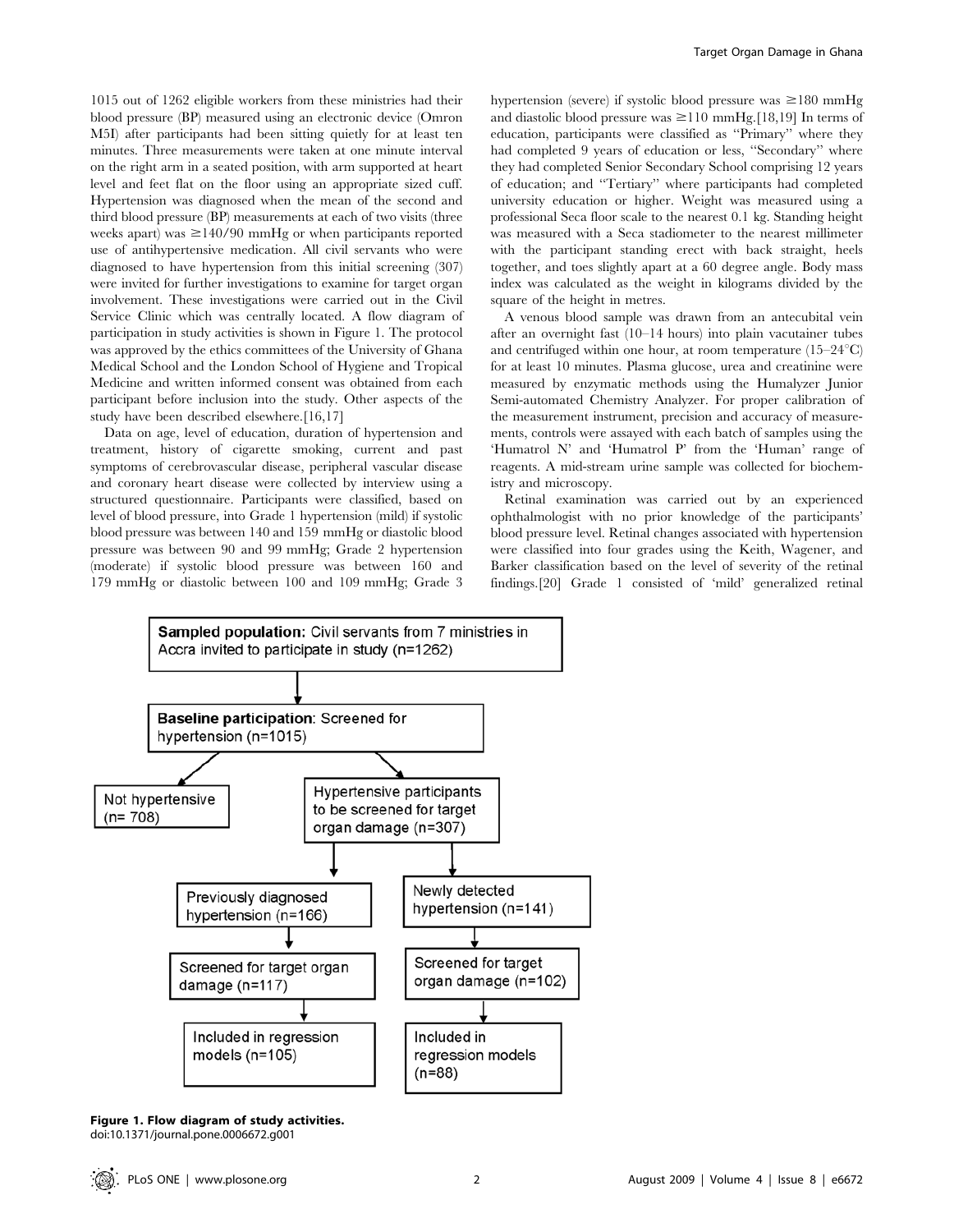1015 out of 1262 eligible workers from these ministries had their blood pressure (BP) measured using an electronic device (Omron M5I) after participants had been sitting quietly for at least ten minutes. Three measurements were taken at one minute interval on the right arm in a seated position, with arm supported at heart level and feet flat on the floor using an appropriate sized cuff. Hypertension was diagnosed when the mean of the second and third blood pressure (BP) measurements at each of two visits (three weeks apart) was ≥140/90 mmHg or when participants reported use of antihypertensive medication. All civil servants who were diagnosed to have hypertension from this initial screening (307) were invited for further investigations to examine for target organ involvement. These investigations were carried out in the Civil Service Clinic which was centrally located. A flow diagram of participation in study activities is shown in Figure 1. The protocol was approved by the ethics committees of the University of Ghana Medical School and the London School of Hygiene and Tropical Medicine and written informed consent was obtained from each participant before inclusion into the study. Other aspects of the study have been described elsewhere.[16,17]

Data on age, level of education, duration of hypertension and treatment, history of cigarette smoking, current and past symptoms of cerebrovascular disease, peripheral vascular disease and coronary heart disease were collected by interview using a structured questionnaire. Participants were classified, based on level of blood pressure, into Grade 1 hypertension (mild) if systolic blood pressure was between 140 and 159 mmHg or diastolic blood pressure was between 90 and 99 mmHg; Grade 2 hypertension (moderate) if systolic blood pressure was between 160 and 179 mmHg or diastolic between 100 and 109 mmHg; Grade 3 hypertension (severe) if systolic blood pressure was ≥180 mmHg and diastolic blood pressure was ≥110 mmHg.[18,19] In terms of education, participants were classified as "Primary" where they had completed 9 years of education or less, "Secondary" where they had completed Senior Secondary School comprising 12 years of education; and "Tertiary" where participants had completed university education or higher. Weight was measured using a professional Seca floor scale to the nearest 0.1 kg. Standing height was measured with a Seca stadiometer to the nearest millimeter with the participant standing erect with back straight, heels together, and toes slightly apart at a 60 degree angle. Body mass index was calculated as the weight in kilograms divided by the square of the height in metres.

A venous blood sample was drawn from an antecubital vein after an overnight fast (10–14 hours) into plain vacutainer tubes and centrifuged within one hour, at room temperature (15–24°C) for at least 10 minutes. Plasma glucose, urea and creatinine were measured by enzymatic methods using the Humalyzer Junior Semi-automated Chemistry Analyzer. For proper calibration of the measurement instrument, precision and accuracy of measurements, controls were assayed with each batch of samples using the 'Humatrol N' and 'Humatrol P' from the 'Human' range of reagents. A mid-stream urine sample was collected for biochemistry and microscopy.

Retinal examination was carried out by an experienced ophthalmologist with no prior knowledge of the participants' blood pressure level. Retinal changes associated with hypertension were classified into four grades using the Keith, Wagener, and Barker classification based on the level of severity of the retinal findings.[20] Grade 1 consisted of 'mild' generalized retinal

**Sampled population:** Civil servants from 7 ministries in Accra invited to participate in study (n=1262)

**Baseline participation**: Screened for hypertension (n=1015)

Not hypertensive (n= 708)

Hypertensive participants to be screened for target organ damage (n=307)

Previously diagnosed hypertension (n=166)

Screened for target organ damage (n=117)

Included in regression models (n=105)

Newly detected hypertension (n=141)

Screened for target organ damage (n=102)

Included in regression models (n=88)

**Figure 1. Flow diagram of study activities.**
doi:10.1371/journal.pone.0006672.g001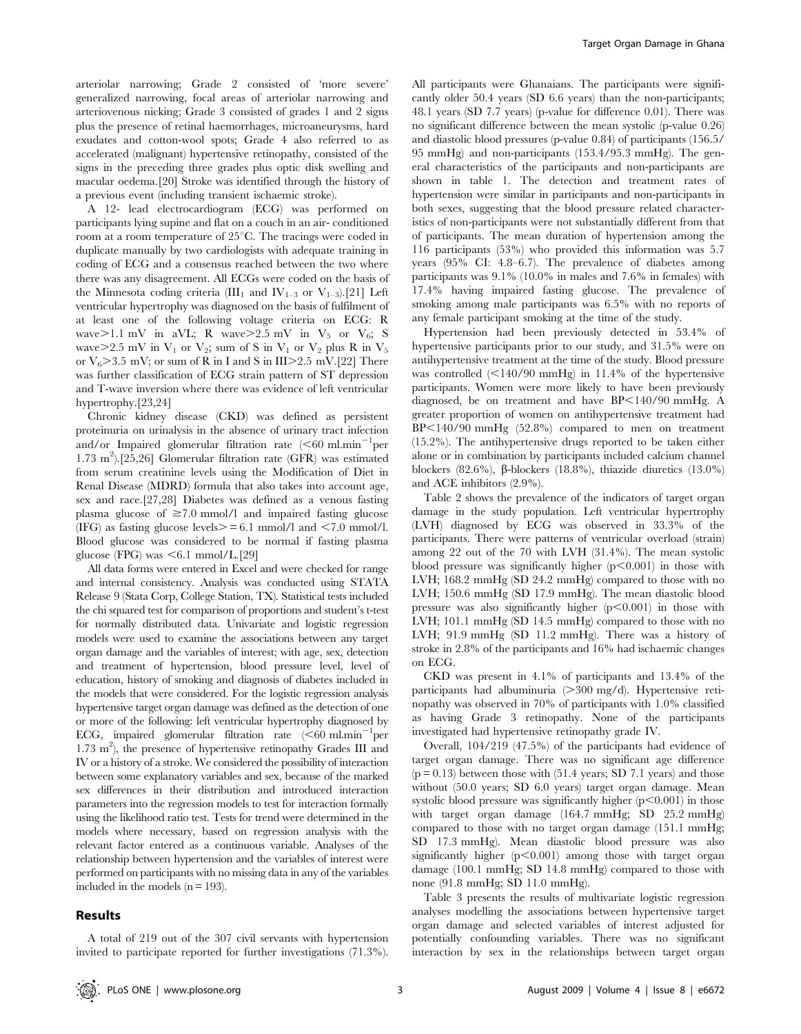arteriolar narrowing; Grade 2 consisted of 'more severe' generalized narrowing, focal areas of arteriolar narrowing and arteriovenous nicking; Grade 3 consisted of grades 1 and 2 signs plus the presence of retinal haemorrhages, microaneurysms, hard exudates and cotton-wool spots; Grade 4 also referred to as accelerated (malignant) hypertensive retinopathy, consisted of the signs in the preceding three grades plus optic disk swelling and macular oedema.[20] Stroke was identified through the history of a previous event (including transient ischaemic stroke).

A 12- lead electrocardiogram (ECG) was performed on participants lying supine and flat on a couch in an air- conditioned room at a room temperature of 25°C. The tracings were coded in duplicate manually by two cardiologists with adequate training in coding of ECG and a consensus reached between the two where there was any disagreement. All ECGs were coded on the basis of the Minnesota coding criteria ($III_1$ and $IV_{1-3}$ or $V_{1-3}$).[21] Left ventricular hypertrophy was diagnosed on the basis of fulfilment of at least one of the following voltage criteria on ECG: R wave>1.1 mV in aVL; R wave>2.5 mV in $V_5$ or $V_6$; S wave>2.5 mV in $V_1$ or $V_2$; sum of S in $V_1$ or $V_2$ plus R in $V_5$ or $V_6$>3.5 mV; or sum of R in I and S in III>2.5 mV.[22] There was further classification of ECG strain pattern of ST depression and T-wave inversion where there was evidence of left ventricular hypertrophy.[23,24]

Chronic kidney disease (CKD) was defined as persistent proteinuria on urinalysis in the absence of urinary tract infection and/or Impaired glomerular filtration rate (<60 $ml.min^{-1}$per 1.73 $m^2$).[25,26] Glomerular filtration rate (GFR) was estimated from serum creatinine levels using the Modification of Diet in Renal Disease (MDRD) formula that also takes into account age, sex and race.[27,28] Diabetes was defined as a venous fasting plasma glucose of ≥7.0 mmol/l and impaired fasting glucose (IFG) as fasting glucose levels> = 6.1 mmol/l and <7.0 mmol/l. Blood glucose was considered to be normal if fasting plasma glucose (FPG) was <6.1 mmol/L.[29]

All data forms were entered in Excel and were checked for range and internal consistency. Analysis was conducted using STATA Release 9 (Stata Corp, College Station, TX). Statistical tests included the chi squared test for comparison of proportions and student's t-test for normally distributed data. Univariate and logistic regression models were used to examine the associations between any target organ damage and the variables of interest; with age, sex, detection and treatment of hypertension, blood pressure level, level of education, history of smoking and diagnosis of diabetes included in the models that were considered. For the logistic regression analysis hypertensive target organ damage was defined as the detection of one or more of the following: left ventricular hypertrophy diagnosed by ECG, impaired glomerular filtration rate (<60 $ml.min^{-1}$per 1.73 $m^2$), the presence of hypertensive retinopathy Grades III and IV or a history of a stroke. We considered the possibility of interaction between some explanatory variables and sex, because of the marked sex differences in their distribution and introduced interaction parameters into the regression models to test for interaction formally using the likelihood ratio test. Tests for trend were determined in the models where necessary, based on regression analysis with the relevant factor entered as a continuous variable. Analyses of the relationship between hypertension and the variables of interest were performed on participants with no missing data in any of the variables included in the models (n = 193).

## Results

A total of 219 out of the 307 civil servants with hypertension invited to participate reported for further investigations (71.3%). All participants were Ghanaians. The participants were significantly older 50.4 years (SD 6.6 years) than the non-participants; 48.1 years (SD 7.7 years) (p-value for difference 0.01). There was no significant difference between the mean systolic (p-value 0.26) and diastolic blood pressures (p-value 0.84) of participants (156.5/95 mmHg) and non-participants (153.4/95.3 mmHg). The general characteristics of the participants and non-participants are shown in table 1. The detection and treatment rates of hypertension were similar in participants and non-participants in both sexes, suggesting that the blood pressure related characteristics of non-participants were not substantially different from that of participants. The mean duration of hypertension among the 116 participants (53%) who provided this information was 5.7 years (95% CI: 4.8–6.7). The prevalence of diabetes among participants was 9.1% (10.0% in males and 7.6% in females) with 17.4% having impaired fasting glucose. The prevalence of smoking among male participants was 6.5% with no reports of any female participant smoking at the time of the study.

Hypertension had been previously detected in 53.4% of hypertensive participants prior to our study, and 31.5% were on antihypertensive treatment at the time of the study. Blood pressure was controlled (<140/90 mmHg) in 11.4% of the hypertensive participants. Women were more likely to have been previously diagnosed, be on treatment and have BP<140/90 mmHg. A greater proportion of women on antihypertensive treatment had BP<140/90 mmHg (52.8%) compared to men on treatment (15.2%). The antihypertensive drugs reported to be taken either alone or in combination by participants included calcium channel blockers (82.6%), β-blockers (18.8%), thiazide diuretics (13.0%) and ACE inhibitors (2.9%).

Table 2 shows the prevalence of the indicators of target organ damage in the study population. Left ventricular hypertrophy (LVH) diagnosed by ECG was observed in 33.3% of the participants. There were patterns of ventricular overload (strain) among 22 out of the 70 with LVH (31.4%). The mean systolic blood pressure was significantly higher (p<0.001) in those with LVH; 168.2 mmHg (SD 24.2 mmHg) compared to those with no LVH; 150.6 mmHg (SD 17.9 mmHg). The mean diastolic blood pressure was also significantly higher (p<0.001) in those with LVH; 101.1 mmHg (SD 14.5 mmHg) compared to those with no LVH; 91.9 mmHg (SD 11.2 mmHg). There was a history of stroke in 2.8% of the participants and 16% had ischaemic changes on ECG.

CKD was present in 4.1% of participants and 13.4% of the participants had albuminuria (>300 mg/d). Hypertensive retinopathy was observed in 70% of participants with 1.0% classified as having Grade 3 retinopathy. None of the participants investigated had hypertensive retinopathy grade IV.

Overall, 104/219 (47.5%) of the participants had evidence of target organ damage. There was no significant age difference (p = 0.13) between those with (51.4 years; SD 7.1 years) and those without (50.0 years; SD 6.0 years) target organ damage. Mean systolic blood pressure was significantly higher (p<0.001) in those with target organ damage (164.7 mmHg; SD 25.2 mmHg) compared to those with no target organ damage (151.1 mmHg; SD 17.3 mmHg). Mean diastolic blood pressure was also significantly higher (p<0.001) among those with target organ damage (100.1 mmHg; SD 14.8 mmHg) compared to those with none (91.8 mmHg; SD 11.0 mmHg).

Table 3 presents the results of multivariate logistic regression analyses modelling the associations between hypertensive target organ damage and selected variables of interest adjusted for potentially confounding variables. There was no significant interaction by sex in the relationships between target organ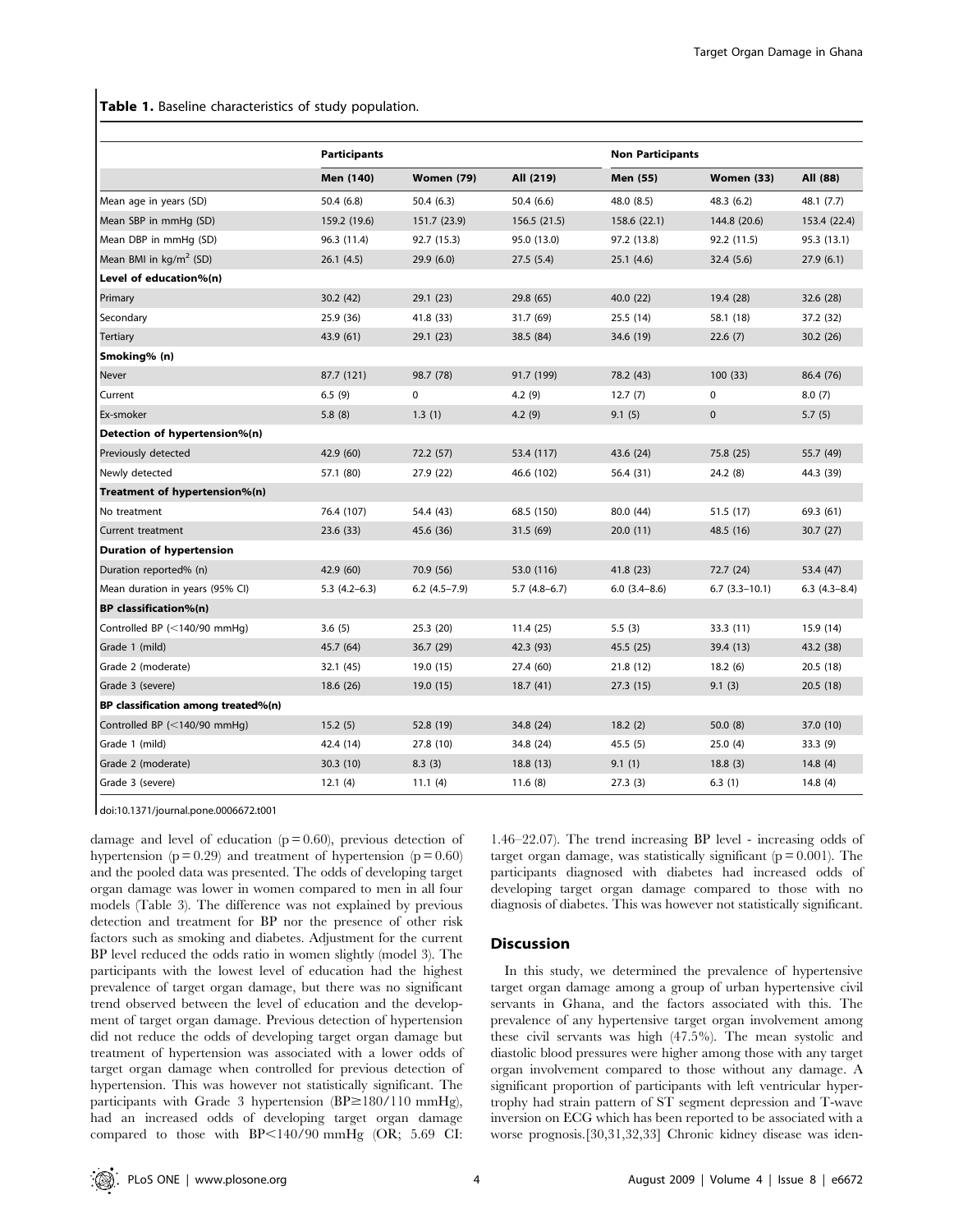**Table 1.** Baseline characteristics of study population.

| | Participants | | | Non Participants | | |
|---|---|---|---|---|---|---|
| | Men (140) | Women (79) | All (219) | Men (55) | Women (33) | All (88) |
| Mean age in years (SD) | 50.4 (6.8) | 50.4 (6.3) | 50.4 (6.6) | 48.0 (8.5) | 48.3 (6.2) | 48.1 (7.7) |
| Mean SBP in mmHg (SD) | 159.2 (19.6) | 151.7 (23.9) | 156.5 (21.5) | 158.6 (22.1) | 144.8 (20.6) | 153.4 (22.4) |
| Mean DBP in mmHg (SD) | 96.3 (11.4) | 92.7 (15.3) | 95.0 (13.0) | 97.2 (13.8) | 92.2 (11.5) | 95.3 (13.1) |
| Mean BMI in kg/m$^2$ (SD) | 26.1 (4.5) | 29.9 (6.0) | 27.5 (5.4) | 25.1 (4.6) | 32.4 (5.6) | 27.9 (6.1) |
| **Level of education%(n)** | | | | | | |
| Primary | 30.2 (42) | 29.1 (23) | 29.8 (65) | 40.0 (22) | 19.4 (28) | 32.6 (28) |
| Secondary | 25.9 (36) | 41.8 (33) | 31.7 (69) | 25.5 (14) | 58.1 (18) | 37.2 (32) |
| Tertiary | 43.9 (61) | 29.1 (23) | 38.5 (84) | 34.6 (19) | 22.6 (7) | 30.2 (26) |
| **Smoking% (n)** | | | | | | |
| Never | 87.7 (121) | 98.7 (78) | 91.7 (199) | 78.2 (43) | 100 (33) | 86.4 (76) |
| Current | 6.5 (9) | 0 | 4.2 (9) | 12.7 (7) | 0 | 8.0 (7) |
| Ex-smoker | 5.8 (8) | 1.3 (1) | 4.2 (9) | 9.1 (5) | 0 | 5.7 (5) |
| **Detection of hypertension%(n)** | | | | | | |
| Previously detected | 42.9 (60) | 72.2 (57) | 53.4 (117) | 43.6 (24) | 75.8 (25) | 55.7 (49) |
| Newly detected | 57.1 (80) | 27.9 (22) | 46.6 (102) | 56.4 (31) | 24.2 (8) | 44.3 (39) |
| **Treatment of hypertension%(n)** | | | | | | |
| No treatment | 76.4 (107) | 54.4 (43) | 68.5 (150) | 80.0 (44) | 51.5 (17) | 69.3 (61) |
| Current treatment | 23.6 (33) | 45.6 (36) | 31.5 (69) | 20.0 (11) | 48.5 (16) | 30.7 (27) |
| **Duration of hypertension** | | | | | | |
| Duration reported% (n) | 42.9 (60) | 70.9 (56) | 53.0 (116) | 41.8 (23) | 72.7 (24) | 53.4 (47) |
| Mean duration in years (95% CI) | 5.3 (4.2–6.3) | 6.2 (4.5–7.9) | 5.7 (4.8–6.7) | 6.0 (3.4–8.6) | 6.7 (3.3–10.1) | 6.3 (4.3–8.4) |
| **BP classification%(n)** | | | | | | |
| Controlled BP (<140/90 mmHg) | 3.6 (5) | 25.3 (20) | 11.4 (25) | 5.5 (3) | 33.3 (11) | 15.9 (14) |
| Grade 1 (mild) | 45.7 (64) | 36.7 (29) | 42.3 (93) | 45.5 (25) | 39.4 (13) | 43.2 (38) |
| Grade 2 (moderate) | 32.1 (45) | 19.0 (15) | 27.4 (60) | 21.8 (12) | 18.2 (6) | 20.5 (18) |
| Grade 3 (severe) | 18.6 (26) | 19.0 (15) | 18.7 (41) | 27.3 (15) | 9.1 (3) | 20.5 (18) |
| **BP classification among treated%(n)** | | | | | | |
| Controlled BP (<140/90 mmHg) | 15.2 (5) | 52.8 (19) | 34.8 (24) | 18.2 (2) | 50.0 (8) | 37.0 (10) |
| Grade 1 (mild) | 42.4 (14) | 27.8 (10) | 34.8 (24) | 45.5 (5) | 25.0 (4) | 33.3 (9) |
| Grade 2 (moderate) | 30.3 (10) | 8.3 (3) | 18.8 (13) | 9.1 (1) | 18.8 (3) | 14.8 (4) |
| Grade 3 (severe) | 12.1 (4) | 11.1 (4) | 11.6 (8) | 27.3 (3) | 6.3 (1) | 14.8 (4) |

doi:10.1371/journal.pone.0006672.t001

damage and level of education ($p = 0.60$), previous detection of hypertension ($p = 0.29$) and treatment of hypertension ($p = 0.60$) and the pooled data was presented. The odds of developing target organ damage was lower in women compared to men in all four models (Table 3). The difference was not explained by previous detection and treatment for BP nor the presence of other risk factors such as smoking and diabetes. Adjustment for the current BP level reduced the odds ratio in women slightly (model 3). The participants with the lowest level of education had the highest prevalence of target organ damage, but there was no significant trend observed between the level of education and the development of target organ damage. Previous detection of hypertension did not reduce the odds of developing target organ damage but treatment of hypertension was associated with a lower odds of target organ damage when controlled for previous detection of hypertension. This was however not statistically significant. The participants with Grade 3 hypertension (BP≥180/110 mmHg), had an increased odds of developing target organ damage compared to those with BP<140/90 mmHg (OR; 5.69 CI: 1.46–22.07). The trend increasing BP level - increasing odds of target organ damage, was statistically significant ($p = 0.001$). The participants diagnosed with diabetes had increased odds of developing target organ damage compared to those with no diagnosis of diabetes. This was however not statistically significant.

## Discussion

In this study, we determined the prevalence of hypertensive target organ damage among a group of urban hypertensive civil servants in Ghana, and the factors associated with this. The prevalence of any hypertensive target organ involvement among these civil servants was high (47.5%). The mean systolic and diastolic blood pressures were higher among those with any target organ involvement compared to those without any damage. A significant proportion of participants with left ventricular hypertrophy had strain pattern of ST segment depression and T-wave inversion on ECG which has been reported to be associated with a worse prognosis.[30,31,32,33] Chronic kidney disease was iden-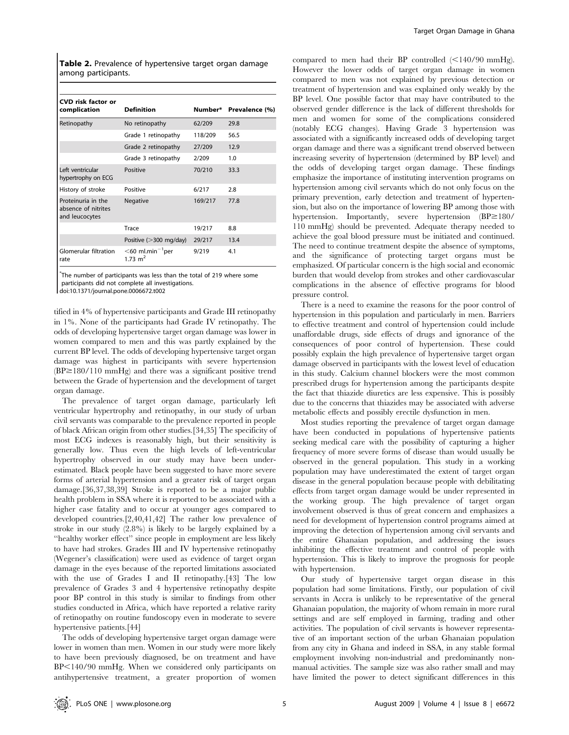**Table 2.** Prevalence of hypertensive target organ damage among participants.

| CVD risk factor or complication | Definition | Number* | Prevalence (%) |
|---|---|---|---|
| Retinopathy | No retinopathy | 62/209 | 29.8 |
| | Grade 1 retinopathy | 118/209 | 56.5 |
| | Grade 2 retinopathy | 27/209 | 12.9 |
| | Grade 3 retinopathy | 2/209 | 1.0 |
| Left ventricular hypertrophy on ECG | Positive | 70/210 | 33.3 |
| History of stroke | Positive | 6/217 | 2.8 |
| Proteinuria in the absence of nitrites and leucocytes | Negative | 169/217 | 77.8 |
| | Trace | 19/217 | 8.8 |
| | Positive (>300 mg/day) | 29/217 | 13.4 |
| Glomerular filtration rate | <60 $ml.min^{-1}$per 1.73 $m^2$ | 9/219 | 4.1 |

*The number of participants was less than the total of 219 where some participants did not complete all investigations.
doi:10.1371/journal.pone.0006672.t002

tified in 4% of hypertensive participants and Grade III retinopathy in 1%. None of the participants had Grade IV retinopathy. The odds of developing hypertensive target organ damage was lower in women compared to men and this was partly explained by the current BP level. The odds of developing hypertensive target organ damage was highest in participants with severe hypertension (BP≥180/110 mmHg) and there was a significant positive trend between the Grade of hypertension and the development of target organ damage.

The prevalence of target organ damage, particularly left ventricular hypertrophy and retinopathy, in our study of urban civil servants was comparable to the prevalence reported in people of black African origin from other studies.[34,35] The specificity of most ECG indexes is reasonably high, but their sensitivity is generally low. Thus even the high levels of left-ventricular hypertrophy observed in our study may have been underestimated. Black people have been suggested to have more severe forms of arterial hypertension and a greater risk of target organ damage.[36,37,38,39] Stroke is reported to be a major public health problem in SSA where it is reported to be associated with a higher case fatality and to occur at younger ages compared to developed countries.[2,40,41,42] The rather low prevalence of stroke in our study (2.8%) is likely to be largely explained by a "healthy worker effect" since people in employment are less likely to have had strokes. Grades III and IV hypertensive retinopathy (Wegener's classification) were used as evidence of target organ damage in the eyes because of the reported limitations associated with the use of Grades I and II retinopathy.[43] The low prevalence of Grades 3 and 4 hypertensive retinopathy despite poor BP control in this study is similar to findings from other studies conducted in Africa, which have reported a relative rarity of retinopathy on routine fundoscopy even in moderate to severe hypertensive patients.[44]

The odds of developing hypertensive target organ damage were lower in women than men. Women in our study were more likely to have been previously diagnosed, be on treatment and have BP<140/90 mmHg. When we considered only participants on antihypertensive treatment, a greater proportion of women compared to men had their BP controlled (<140/90 mmHg). However the lower odds of target organ damage in women compared to men was not explained by previous detection or treatment of hypertension and was explained only weakly by the BP level. One possible factor that may have contributed to the observed gender difference is the lack of different thresholds for men and women for some of the complications considered (notably ECG changes). Having Grade 3 hypertension was associated with a significantly increased odds of developing target organ damage and there was a significant trend observed between increasing severity of hypertension (determined by BP level) and the odds of developing target organ damage. These findings emphasize the importance of instituting intervention programs on hypertension among civil servants which do not only focus on the primary prevention, early detection and treatment of hypertension, but also on the importance of lowering BP among those with hypertension. Importantly, severe hypertension (BP≥180/110 mmHg) should be prevented. Adequate therapy needed to achieve the goal blood pressure must be initiated and continued. The need to continue treatment despite the absence of symptoms, and the significance of protecting target organs must be emphasized. Of particular concern is the high social and economic burden that would develop from strokes and other cardiovascular complications in the absence of effective programs for blood pressure control.

There is a need to examine the reasons for the poor control of hypertension in this population and particularly in men. Barriers to effective treatment and control of hypertension could include unaffordable drugs, side effects of drugs and ignorance of the consequences of poor control of hypertension. These could possibly explain the high prevalence of hypertensive target organ damage observed in participants with the lowest level of education in this study. Calcium channel blockers were the most common prescribed drugs for hypertension among the participants despite the fact that thiazide diuretics are less expensive. This is possibly due to the concerns that thiazides may be associated with adverse metabolic effects and possibly erectile dysfunction in men.

Most studies reporting the prevalence of target organ damage have been conducted in populations of hypertensive patients seeking medical care with the possibility of capturing a higher frequency of more severe forms of disease than would usually be observed in the general population. This study in a working population may have underestimated the extent of target organ disease in the general population because people with debilitating effects from target organ damage would be under represented in the working group. The high prevalence of target organ involvement observed is thus of great concern and emphasizes a need for development of hypertension control programs aimed at improving the detection of hypertension among civil servants and the entire Ghanaian population, and addressing the issues inhibiting the effective treatment and control of people with hypertension. This is likely to improve the prognosis for people with hypertension.

Our study of hypertensive target organ disease in this population had some limitations. Firstly, our population of civil servants in Accra is unlikely to be representative of the general Ghanaian population, the majority of whom remain in more rural settings and are self employed in farming, trading and other activities. The population of civil servants is however representative of an important section of the urban Ghanaian population from any city in Ghana and indeed in SSA, in any stable formal employment involving non-industrial and predominantly non-manual activities. The sample size was also rather small and may have limited the power to detect significant differences in this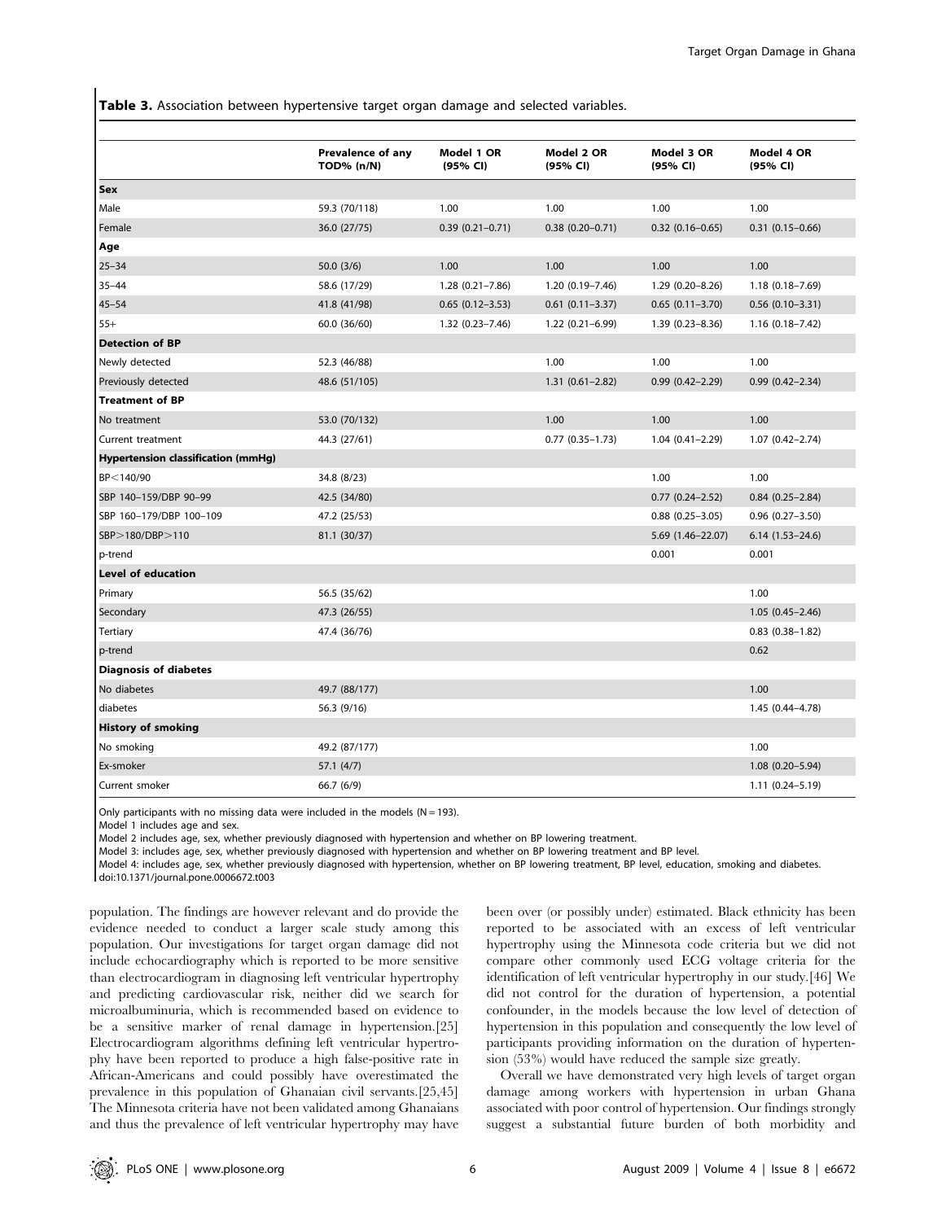**Table 3.** Association between hypertensive target organ damage and selected variables.

| | Prevalence of any TOD% (n/N) | Model 1 OR (95% CI) | Model 2 OR (95% CI) | Model 3 OR (95% CI) | Model 4 OR (95% CI) |
|---|---|---|---|---|---|
| **Sex** | | | | | |
| Male | 59.3 (70/118) | 1.00 | 1.00 | 1.00 | 1.00 |
| Female | 36.0 (27/75) | 0.39 (0.21–0.71) | 0.38 (0.20–0.71) | 0.32 (0.16–0.65) | 0.31 (0.15–0.66) |
| **Age** | | | | | |
| 25–34 | 50.0 (3/6) | 1.00 | 1.00 | 1.00 | 1.00 |
| 35–44 | 58.6 (17/29) | 1.28 (0.21–7.86) | 1.20 (0.19–7.46) | 1.29 (0.20–8.26) | 1.18 (0.18–7.69) |
| 45–54 | 41.8 (41/98) | 0.65 (0.12–3.53) | 0.61 (0.11–3.37) | 0.65 (0.11–3.70) | 0.56 (0.10–3.31) |
| 55+ | 60.0 (36/60) | 1.32 (0.23–7.46) | 1.22 (0.21–6.99) | 1.39 (0.23–8.36) | 1.16 (0.18–7.42) |
| **Detection of BP** | | | | | |
| Newly detected | 52.3 (46/88) | | 1.00 | 1.00 | 1.00 |
| Previously detected | 48.6 (51/105) | | 1.31 (0.61–2.82) | 0.99 (0.42–2.29) | 0.99 (0.42–2.34) |
| **Treatment of BP** | | | | | |
| No treatment | 53.0 (70/132) | | 1.00 | 1.00 | 1.00 |
| Current treatment | 44.3 (27/61) | | 0.77 (0.35–1.73) | 1.04 (0.41–2.29) | 1.07 (0.42–2.74) |
| **Hypertension classification (mmHg)** | | | | | |
| BP<140/90 | 34.8 (8/23) | | | 1.00 | 1.00 |
| SBP 140–159/DBP 90–99 | 42.5 (34/80) | | | 0.77 (0.24–2.52) | 0.84 (0.25–2.84) |
| SBP 160–179/DBP 100–109 | 47.2 (25/53) | | | 0.88 (0.25–3.05) | 0.96 (0.27–3.50) |
| SBP>180/DBP>110 | 81.1 (30/37) | | | 5.69 (1.46–22.07) | 6.14 (1.53–24.6) |
| p-trend | | | | 0.001 | 0.001 |
| **Level of education** | | | | | |
| Primary | 56.5 (35/62) | | | | 1.00 |
| Secondary | 47.3 (26/55) | | | | 1.05 (0.45–2.46) |
| Tertiary | 47.4 (36/76) | | | | 0.83 (0.38–1.82) |
| p-trend | | | | | 0.62 |
| **Diagnosis of diabetes** | | | | | |
| No diabetes | 49.7 (88/177) | | | | 1.00 |
| diabetes | 56.3 (9/16) | | | | 1.45 (0.44–4.78) |
| **History of smoking** | | | | | |
| No smoking | 49.2 (87/177) | | | | 1.00 |
| Ex-smoker | 57.1 (4/7) | | | | 1.08 (0.20–5.94) |
| Current smoker | 66.7 (6/9) | | | | 1.11 (0.24–5.19) |

Only participants with no missing data were included in the models (N = 193).
Model 1 includes age and sex.
Model 2 includes age, sex, whether previously diagnosed with hypertension and whether on BP lowering treatment.
Model 3: includes age, sex, whether previously diagnosed with hypertension and whether on BP lowering treatment and BP level.
Model 4: includes age, sex, whether previously diagnosed with hypertension, whether on BP lowering treatment, BP level, education, smoking and diabetes.
doi:10.1371/journal.pone.0006672.t003

population. The findings are however relevant and do provide the evidence needed to conduct a larger scale study among this population. Our investigations for target organ damage did not include echocardiography which is reported to be more sensitive than electrocardiogram in diagnosing left ventricular hypertrophy and predicting cardiovascular risk, neither did we search for microalbuminuria, which is recommended based on evidence to be a sensitive marker of renal damage in hypertension.[25] Electrocardiogram algorithms defining left ventricular hypertrophy have been reported to produce a high false-positive rate in African-Americans and could possibly have overestimated the prevalence in this population of Ghanaian civil servants.[25,45] The Minnesota criteria have not been validated among Ghanaians and thus the prevalence of left ventricular hypertrophy may have been over (or possibly under) estimated. Black ethnicity has been reported to be associated with an excess of left ventricular hypertrophy using the Minnesota code criteria but we did not compare other commonly used ECG voltage criteria for the identification of left ventricular hypertrophy in our study.[46] We did not control for the duration of hypertension, a potential confounder, in the models because the low level of detection of hypertension in this population and consequently the low level of participants providing information on the duration of hypertension (53%) would have reduced the sample size greatly.

Overall we have demonstrated very high levels of target organ damage among workers with hypertension in urban Ghana associated with poor control of hypertension. Our findings strongly suggest a substantial future burden of both morbidity and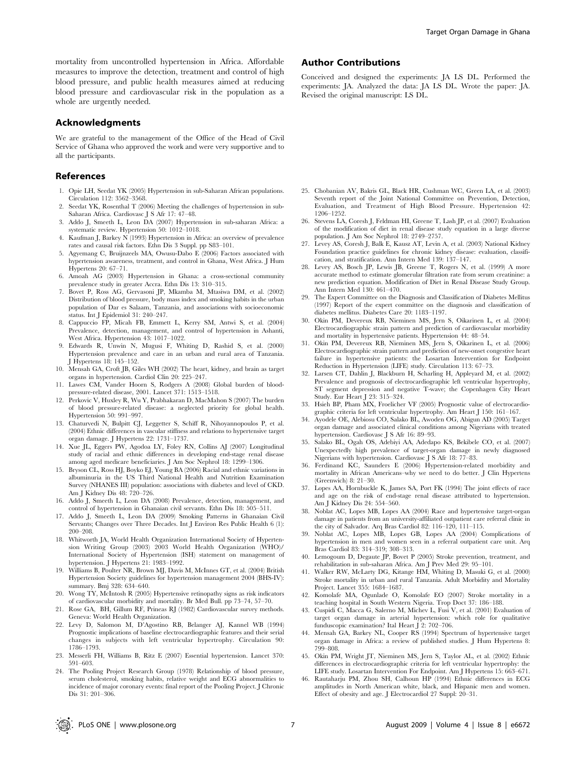mortality from uncontrolled hypertension in Africa. Affordable measures to improve the detection, treatment and control of high blood pressure, and public health measures aimed at reducing blood pressure and cardiovascular risk in the population as a whole are urgently needed.

## Acknowledgments

We are grateful to the management of the Office of the Head of Civil Service of Ghana who approved the work and were very supportive and to all the participants.

## Author Contributions

Conceived and designed the experiments: JA LS DL. Performed the experiments: JA. Analyzed the data: JA LS DL. Wrote the paper: JA. Revised the original manuscript: LS DL.

## References

1. Opie LH, Seedat YK (2005) Hypertension in sub-Saharan African populations. Circulation 112: 3562–3568.
2. Seedat YK, Rosenthal T (2006) Meeting the challenges of hypertension in sub-Saharan Africa. Cardiovasc J S Afr 17: 47–48.
3. Addo J, Smeeth L, Leon DA (2007) Hypertension in sub-saharan Africa: a systematic review. Hypertension 50: 1012–1018.
4. Kaufman J, Barkey N (1993) Hypertension in Africa: an overview of prevalence rates and causal risk factors. Ethn Dis 3 Suppl. pp S83–101.
5. Agyemang C, Bruijnzeels MA, Owusu-Dabo E (2006) Factors associated with hypertension awareness, treatment, and control in Ghana, West Africa. J Hum Hypertens 20: 67–71.
6. Amoah AG (2003) Hypertension in Ghana: a cross-sectional community prevalence study in greater Accra. Ethn Dis 13: 310–315.
7. Bovet P, Ross AG, Gervasoni JP, Mkamba M, Mtasiwa DM, et al. (2002) Distribution of blood pressure, body mass index and smoking habits in the urban population of Dar es Salaam, Tanzania, and associations with socioeconomic status. Int J Epidemiol 31: 240–247.
8. Cappuccio FP, Micah FB, Emmett L, Kerry SM, Antwi S, et al. (2004) Prevalence, detection, management, and control of hypertension in Ashanti, West Africa. Hypertension 43: 1017–1022.
9. Edwards R, Unwin N, Mugusi F, Whiting D, Rashid S, et al. (2000) Hypertension prevalence and care in an urban and rural area of Tanzania. J Hypertens 18: 145–152.
10. Mensah GA, Croft JB, Giles WH (2002) The heart, kidney, and brain as target organs in hypertension. Cardiol Clin 20: 225–247.
11. Lawes CM, Vander Hoorn S, Rodgers A (2008) Global burden of blood-pressure-related disease, 2001. Lancet 371: 1513–1518.
12. Perkovic V, Huxley R, Wu Y, Prabhakaran D, MacMahon S (2007) The burden of blood pressure-related disease: a neglected priority for global health. Hypertension 50: 991–997.
13. Chaturvedi N, Bulpitt CJ, Leggetter S, Schiff R, Nihoyannopoulos P, et al. (2004) Ethnic differences in vascular stiffness and relations to hypertensive target organ damage. J Hypertens 22: 1731–1737.
14. Xue JL, Eggers PW, Agodoa LY, Foley RN, Collins AJ (2007) Longitudinal study of racial and ethnic differences in developing end-stage renal disease among aged medicare beneficiaries. J Am Soc Nephrol 18: 1299–1306.
15. Bryson CL, Ross HJ, Boyko EJ, Young BA (2006) Racial and ethnic variations in albuminuria in the US Third National Health and Nutrition Examination Survey (NHANES III) population: associations with diabetes and level of CKD. Am J Kidney Dis 48: 720–726.
16. Addo J, Smeeth L, Leon DA (2008) Prevalence, detection, management, and control of hypertension in Ghanaian civil servants. Ethn Dis 18: 505–511.
17. Addo J, Smeeth L, Leon DA (2009) Smoking Patterns in Ghanaian Civil Servants; Changes over Three Decades. Int J Environ Res Public Health 6 (1): 200–208.
18. Whitworth JA, World Health Organization International Society of Hypertension Writing Group (2003) 2003 World Health Organization (WHO)/International Society of Hypertension (ISH) statement on management of hypertension. J Hypertens 21: 1983–1992.
19. Williams B, Poulter NR, Brown MJ, Davis M, McInnes GT, et al. (2004) British Hypertension Society guidelines for hypertension management 2004 (BHS-IV): summary. Bmj 328: 634–640.
20. Wong TY, McIntosh R (2005) Hypertensive retinopathy signs as risk indicators of cardiovascular morbidity and mortality. Br Med Bull. pp 73–74, 57–70.
21. Rose GA, BH, Gillum RF, Prineas RJ (1982) Cardiovascular survey methods. Geneva: World Health Organization.
22. Levy D, Salomon M, D'Agostino RB, Belanger AJ, Kannel WB (1994) Prognostic implications of baseline electrocardiographic features and their serial changes in subjects with left ventricular hypertrophy. Circulation 90: 1786–1793.
23. Messerli FH, Williams B, Ritz E (2007) Essential hypertension. Lancet 370: 591–603.
24. The Pooling Project Research Group (1978) Relationship of blood pressure, serum cholesterol, smoking habits, relative weight and ECG abnormalities to incidence of major coronary events: final report of the Pooling Project. J Chronic Dis 31: 201–306.
25. Chobanian AV, Bakris GL, Black HR, Cushman WC, Green LA, et al. (2003) Seventh report of the Joint National Committee on Prevention, Detection, Evaluation, and Treatment of High Blood Pressure. Hypertension 42: 1206–1252.
26. Stevens LA, Coresh J, Feldman HI, Greene T, Lash JP, et al. (2007) Evaluation of the modification of diet in renal disease study equation in a large diverse population. J Am Soc Nephrol 18: 2749–2757.
27. Levey AS, Coresh J, Balk E, Kausz AT, Levin A, et al. (2003) National Kidney Foundation practice guidelines for chronic kidney disease: evaluation, classification, and stratification. Ann Intern Med 139: 137–147.
28. Levey AS, Bosch JP, Lewis JB, Greene T, Rogers N, et al. (1999) A more accurate method to estimate glomerular filtration rate from serum creatinine: a new prediction equation. Modification of Diet in Renal Disease Study Group. Ann Intern Med 130: 461–470.
29. The Expert Committee on the Diagnosis and Classification of Diabetes Mellitus (1997) Report of the expert committee on the diagnosis and classification of diabetes mellitus. Diabetes Care 20: 1183–1197.
30. Okin PM, Devereux RB, Nieminen MS, Jern S, Oikarinen L, et al. (2004) Electrocardiographic strain pattern and prediction of cardiovascular morbidity and mortality in hypertensive patients. Hypertension 44: 48–54.
31. Okin PM, Devereux RB, Nieminen MS, Jern S, Oikarinen L, et al. (2006) Electrocardiographic strain pattern and prediction of new-onset congestive heart failure in hypertensive patients: the Losartan Intervention for Endpoint Reduction in Hypertension (LIFE) study. Circulation 113: 67–73.
32. Larsen CT, Dahlin J, Blackburn H, Scharling H, Appleyard M, et al. (2002) Prevalence and prognosis of electrocardiographic left ventricular hypertrophy, ST segment depression and negative T-wave; the Copenhagen City Heart Study. Eur Heart J 23: 315–324.
33. Hsieh BP, Pham MX, Froelicher VF (2005) Prognostic value of electrocardiographic criteria for left ventricular hypertrophy. Am Heart J 150: 161–167.
34. Ayodele OE, Alebiosu CO, Salako BL, Awoden OG, Abigun AD (2005) Target organ damage and associated clinical conditions among Nigerians with treated hypertension. Cardiovasc J S Afr 16: 89–93.
35. Salako BL, Ogah OS, Adebiyi AA, Adedapo KS, Bekibele CO, et al. (2007) Unexpectedly high prevalence of target-organ damage in newly diagnosed Nigerians with hypertension. Cardiovasc J S Afr 18: 77–83.
36. Ferdinand KC, Saunders E (2006) Hypertension-related morbidity and mortality in African Americans–why we need to do better. J Clin Hypertens (Greenwich) 8: 21–30.
37. Lopes AA, Hornbuckle K, James SA, Port FK (1994) The joint effects of race and age on the risk of end-stage renal disease attributed to hypertension. Am J Kidney Dis 24: 554–560.
38. Noblat AC, Lopes MB, Lopes AA (2004) Race and hypertensive target-organ damage in patients from an university-affiliated outpatient care referral clinic in the city of Salvador. Arq Bras Cardiol 82: 116–120, 111–115.
39. Noblat AC, Lopes MB, Lopes GB, Lopes AA (2004) Complications of hypertension in men and women seen in a referral outpatient care unit. Arq Bras Cardiol 83: 314–319; 308–313.
40. Lemogoum D, Degaute JP, Bovet P (2005) Stroke prevention, treatment, and rehabilitation in sub-saharan Africa. Am J Prev Med 29: 95–101.
41. Walker RW, McLarty DG, Kitange HM, Whiting D, Masuki G, et al. (2000) Stroke mortality in urban and rural Tanzania. Adult Morbidity and Mortality Project. Lancet 355: 1684–1687.
42. Komolafe MA, Ogunlade O, Komolafe EO (2007) Stroke mortality in a teaching hospital in South Western Nigeria. Trop Doct 37: 186–188.
43. Cuspidi C, Macca G, Salerno M, Michev L, Fusi V, et al. (2001) Evaluation of target organ damage in arterial hypertension: which role for qualitative funduscopic examination? Ital Heart J 2: 702–706.
44. Mensah GA, Barkey NL, Cooper RS (1994) Spectrum of hypertensive target organ damage in Africa: a review of published studies. J Hum Hypertens 8: 799–808.
45. Okin PM, Wright JT, Nieminen MS, Jern S, Taylor AL, et al. (2002) Ethnic differences in electrocardiographic criteria for left ventricular hypertrophy: the LIFE study. Losartan Intervention For Endpoint. Am J Hypertens 15: 663–671.
46. Rautaharju PM, Zhou SH, Calhoun HP (1994) Ethnic differences in ECG amplitudes in North American white, black, and Hispanic men and women. Effect of obesity and age. J Electrocardiol 27 Suppl: 20–31.